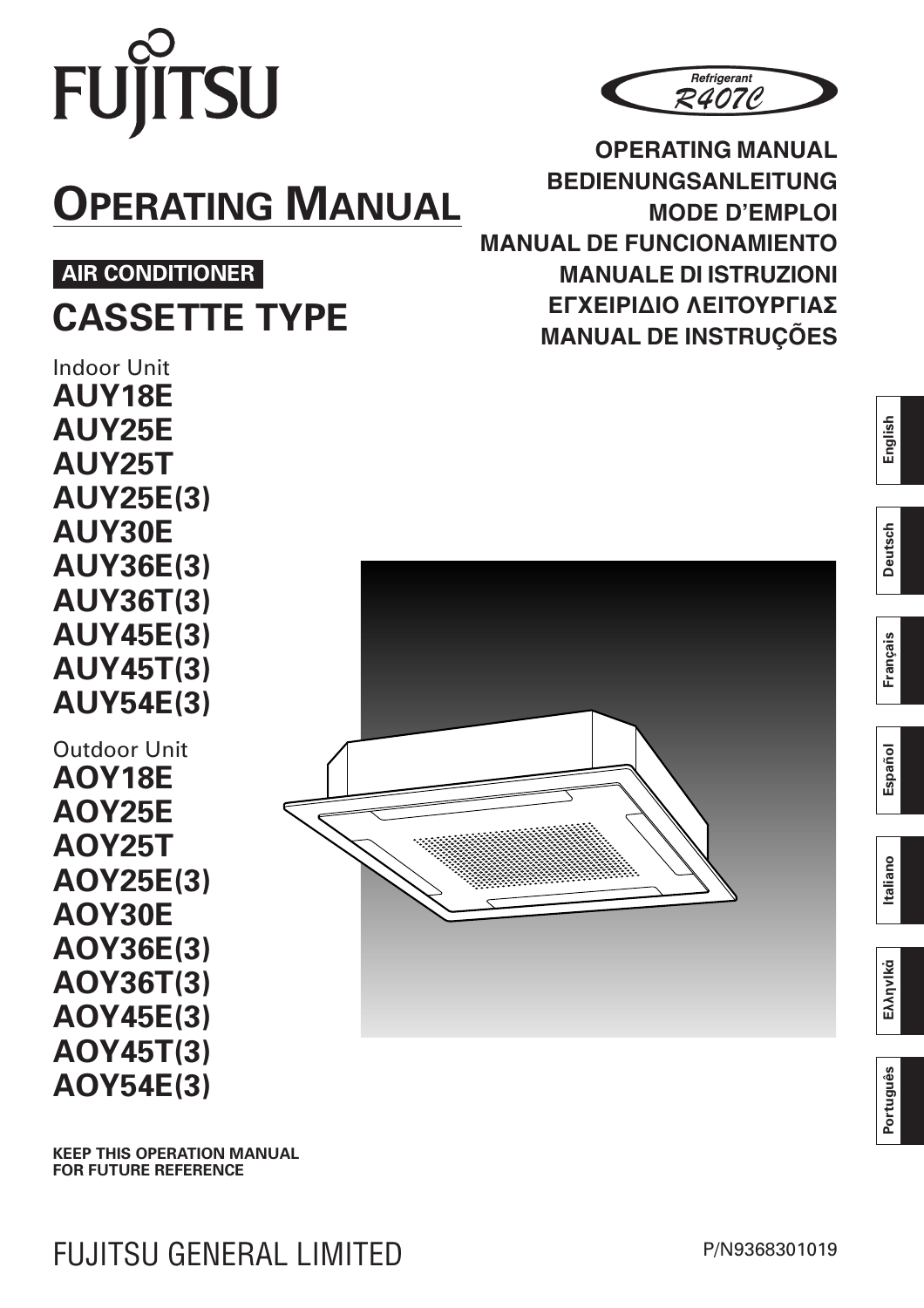FUJITSU

Refrigerant R407C

# OPERATING MANUAL

**OPERATING MANUAL**
**BEDIENUNGSANLEITUNG**
**MODE D'EMPLOI**
**MANUAL DE FUNCIONAMIENTO**
**MANUALE DI ISTRUZIONI**
**ΕΓΧΕΙΡΙΔΙΟ ΛΕΙΤΟΥΡΓΙΑΣ**
**MANUAL DE INSTRUÇÕES**

**AIR CONDITIONER**

## CASSETTE TYPE

Indoor Unit

**AUY18E**
**AUY25E**
**AUY25T**
**AUY25E(3)**
**AUY30E**
**AUY36E(3)**
**AUY36T(3)**
**AUY45E(3)**
**AUY45T(3)**
**AUY54E(3)**

Outdoor Unit

**AOY18E**
**AOY25E**
**AOY25T**
**AOY25E(3)**
**AOY30E**
**AOY36E(3)**
**AOY36T(3)**
**AOY45E(3)**
**AOY45T(3)**
**AOY54E(3)**

English | Deutsch | Français | Español | Italiano | Ελληνικά | Português

**KEEP THIS OPERATION MANUAL FOR FUTURE REFERENCE**

FUJITSU GENERAL LIMITED

P/N9368301019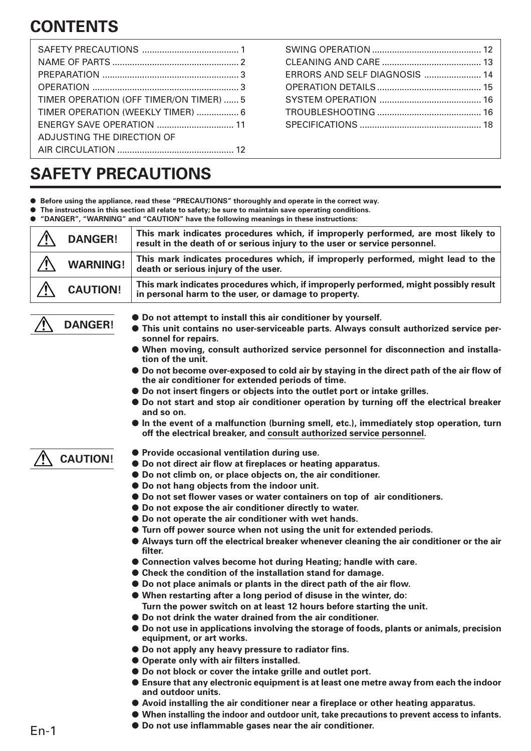# CONTENTS

| | |
|---|---|
| SAFETY PRECAUTIONS ....................................... 1 | SWING OPERATION ........................................... 12 |
| NAME OF PARTS .................................................. 2 | CLEANING AND CARE ....................................... 13 |
| PREPARATION ...................................................... 3 | ERRORS AND SELF DIAGNOSIS ....................... 14 |
| OPERATION ........................................................... 3 | OPERATION DETAILS ......................................... 15 |
| TIMER OPERATION (OFF TIMER/ON TIMER) ...... 5 | SYSTEM OPERATION ......................................... 16 |
| TIMER OPERATION (WEEKLY TIMER) ................. 6 | TROUBLESHOOTING .......................................... 16 |
| ENERGY SAVE OPERATION ............................... 11 | SPECIFICATIONS ................................................ 18 |
| ADJUSTING THE DIRECTION OF AIR CIRCULATION .............................................. 12 | |

# SAFETY PRECAUTIONS

- **Before using the appliance, read these "PRECAUTIONS" thoroughly and operate in the correct way.**
- **The instructions in this section all relate to safety; be sure to maintain save operating conditions.**
- **"DANGER", "WARNING" and "CAUTION" have the following meanings in these instructions:**

| | |
|---|---|
| ⚠ **DANGER!** | **This mark indicates procedures which, if improperly performed, are most likely to result in the death of or serious injury to the user or service personnel.** |
| ⚠ **WARNING!** | **This mark indicates procedures which, if improperly performed, might lead to the death or serious injury of the user.** |
| ⚠ **CAUTION!** | **This mark indicates procedures which, if improperly performed, might possibly result in personal harm to the user, or damage to property.** |

## ⚠ DANGER!

- **Do not attempt to install this air conditioner by yourself.**
- **This unit contains no user-serviceable parts. Always consult authorized service personnel for repairs.**
- **When moving, consult authorized service personnel for disconnection and installation of the unit.**
- **Do not become over-exposed to cold air by staying in the direct path of the air flow of the air conditioner for extended periods of time.**
- **Do not insert fingers or objects into the outlet port or intake grilles.**
- **Do not start and stop air conditioner operation by turning off the electrical breaker and so on.**
- **In the event of a malfunction (burning smell, etc.), immediately stop operation, turn off the electrical breaker, and consult authorized service personnel.**

## ⚠ CAUTION!

- **Provide occasional ventilation during use.**
- **Do not direct air flow at fireplaces or heating apparatus.**
- **Do not climb on, or place objects on, the air conditioner.**
- **Do not hang objects from the indoor unit.**
- **Do not set flower vases or water containers on top of air conditioners.**
- **Do not expose the air conditioner directly to water.**
- **Do not operate the air conditioner with wet hands.**
- **Turn off power source when not using the unit for extended periods.**
- **Always turn off the electrical breaker whenever cleaning the air conditioner or the air filter.**
- **Connection valves become hot during Heating; handle with care.**
- **Check the condition of the installation stand for damage.**
- **Do not place animals or plants in the direct path of the air flow.**
- **When restarting after a long period of disuse in the winter, do: Turn the power switch on at least 12 hours before starting the unit.**
- **Do not drink the water drained from the air conditioner.**
- **Do not use in applications involving the storage of foods, plants or animals, precision equipment, or art works.**
- **Do not apply any heavy pressure to radiator fins.**
- **Operate only with air filters installed.**
- **Do not block or cover the intake grille and outlet port.**
- **Ensure that any electronic equipment is at least one metre away from each the indoor and outdoor units.**
- **Avoid installing the air conditioner near a fireplace or other heating apparatus.**
- **When installing the indoor and outdoor unit, take precautions to prevent access to infants.**
- **Do not use inflammable gases near the air conditioner.**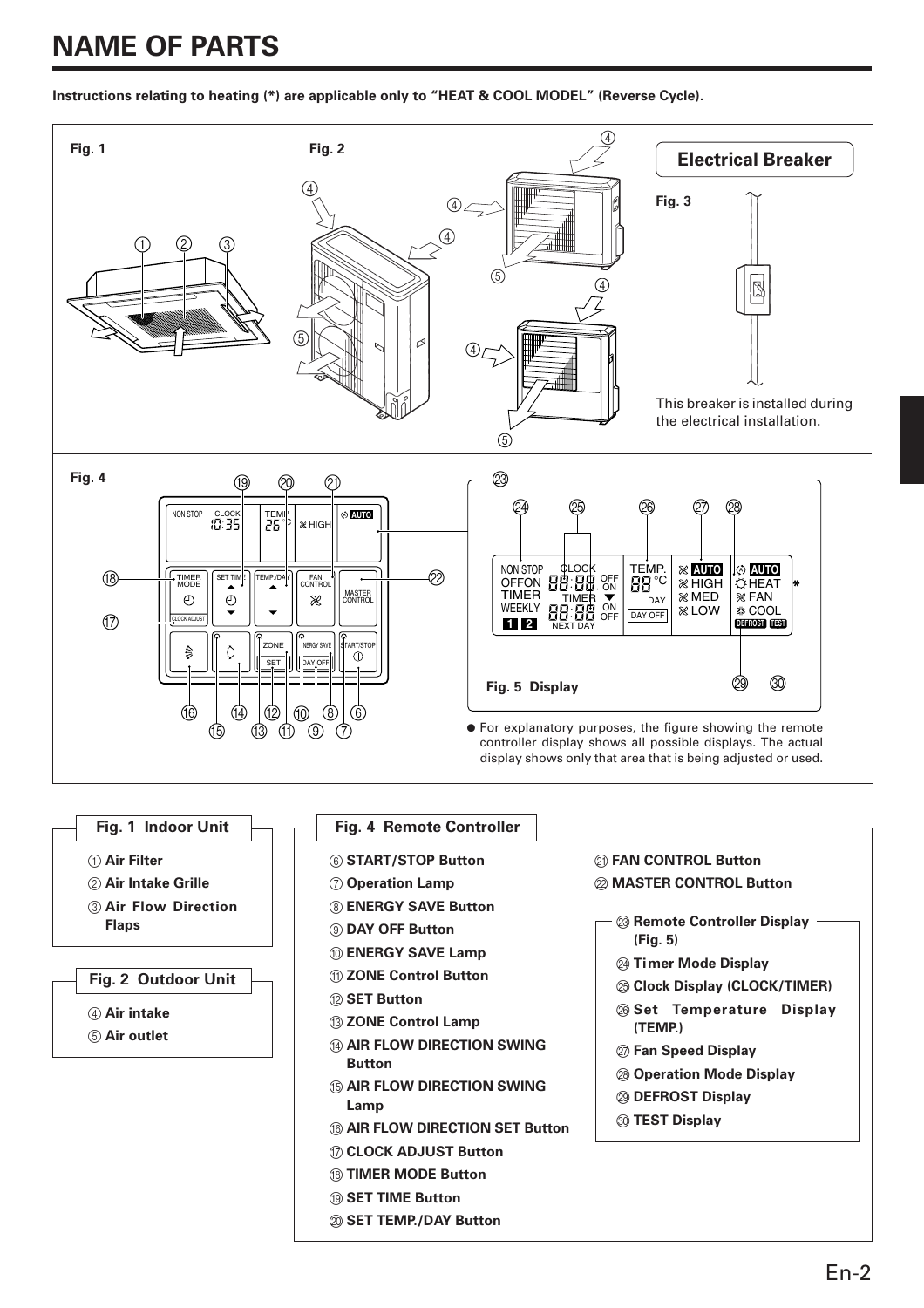# NAME OF PARTS

**Instructions relating to heating (*) are applicable only to "HEAT & COOL MODEL" (Reverse Cycle).**

Fig. 1

Fig. 2

**Electrical Breaker**

Fig. 3

This breaker is installed during the electrical installation.

Fig. 4

Fig. 5 Display

● For explanatory purposes, the figure showing the remote controller display shows all possible displays. The actual display shows only that area that is being adjusted or used.

### Fig. 1 Indoor Unit

① **Air Filter**
② **Air Intake Grille**
③ **Air Flow Direction Flaps**

### Fig. 2 Outdoor Unit

④ **Air intake**
⑤ **Air outlet**

### Fig. 4 Remote Controller

⑥ **START/STOP Button**
⑦ **Operation Lamp**
⑧ **ENERGY SAVE Button**
⑨ **DAY OFF Button**
⑩ **ENERGY SAVE Lamp**
⑪ **ZONE Control Button**
⑫ **SET Button**
⑬ **ZONE Control Lamp**
⑭ **AIR FLOW DIRECTION SWING Button**
⑮ **AIR FLOW DIRECTION SWING Lamp**
⑯ **AIR FLOW DIRECTION SET Button**
⑰ **CLOCK ADJUST Button**
⑱ **TIMER MODE Button**
⑲ **SET TIME Button**
⑳ **SET TEMP./DAY Button**
㉑ **FAN CONTROL Button**
㉒ **MASTER CONTROL Button**

㉓ **Remote Controller Display (Fig. 5)**

㉔ **Timer Mode Display**
㉕ **Clock Display (CLOCK/TIMER)**
㉖ **Set Temperature Display (TEMP.)**
㉗ **Fan Speed Display**
㉘ **Operation Mode Display**
㉙ **DEFROST Display**
㉚ **TEST Display**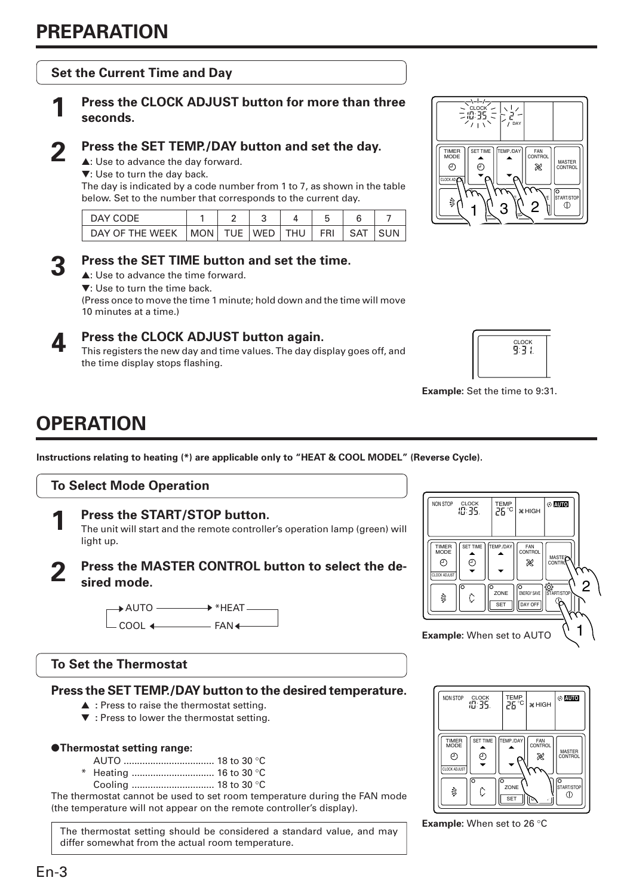# PREPARATION

## Set the Current Time and Day

**1** **Press the CLOCK ADJUST button for more than three seconds.**

**2** **Press the SET TEMP./DAY button and set the day.**

▲: Use to advance the day forward.
▼: Use to turn the day back.
The day is indicated by a code number from 1 to 7, as shown in the table below. Set to the number that corresponds to the current day.

| DAY CODE | 1 | 2 | 3 | 4 | 5 | 6 | 7 |
|---|---|---|---|---|---|---|---|
| DAY OF THE WEEK | MON | TUE | WED | THU | FRI | SAT | SUN |

**3** **Press the SET TIME button and set the time.**

▲: Use to advance the time forward.
▼: Use to turn the time back.
(Press once to move the time 1 minute; hold down and the time will move 10 minutes at a time.)

**4** **Press the CLOCK ADJUST button again.**

This registers the new day and time values. The day display goes off, and the time display stops flashing.

**Example:** Set the time to 9:31.

# OPERATION

**Instructions relating to heating (*) are applicable only to "HEAT & COOL MODEL" (Reverse Cycle).**

## To Select Mode Operation

**1** **Press the START/STOP button.**

The unit will start and the remote controller's operation lamp (green) will light up.

**2** **Press the MASTER CONTROL button to select the desired mode.**

AUTO → *HEAT → FAN → COOL → AUTO

**Example:** When set to AUTO

## To Set the Thermostat

**Press the SET TEMP./DAY button to the desired temperature.**

▲ : Press to raise the thermostat setting.
▼ : Press to lower the thermostat setting.

● **Thermostat setting range:**

AUTO .................................. 18 to 30 °C
\* Heating ............................... 16 to 30 °C
Cooling ............................... 18 to 30 °C

The thermostat cannot be used to set room temperature during the FAN mode (the temperature will not appear on the remote controller's display).

> The thermostat setting should be considered a standard value, and may differ somewhat from the actual room temperature.

**Example:** When set to 26 °C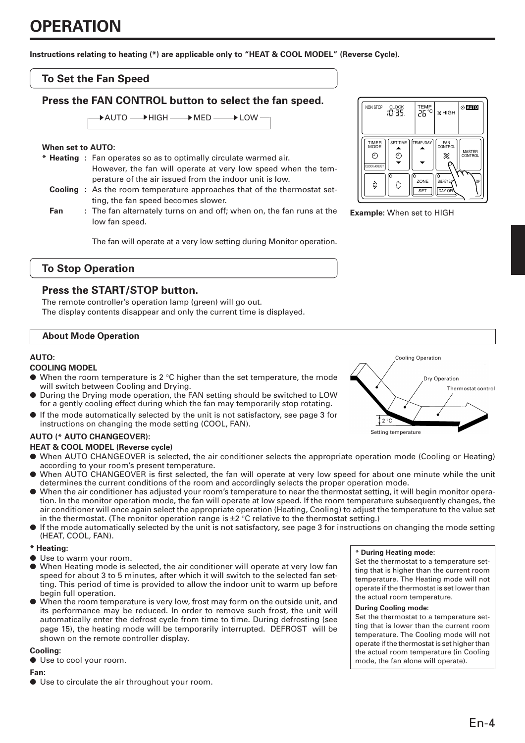# OPERATION

**Instructions relating to heating (*) are applicable only to "HEAT & COOL MODEL" (Reverse Cycle).**

## To Set the Fan Speed

### Press the FAN CONTROL button to select the fan speed.

→AUTO → HIGH → MED → LOW

**When set to AUTO:**

- **\* Heating** : Fan operates so as to optimally circulate warmed air. However, the fan will operate at very low speed when the temperature of the air issued from the indoor unit is low.
- **Cooling** : As the room temperature approaches that of the thermostat setting, the fan speed becomes slower.
- **Fan** : The fan alternately turns on and off; when on, the fan runs at the low fan speed.

The fan will operate at a very low setting during Monitor operation.

**Example:** When set to HIGH

## To Stop Operation

### Press the START/STOP button.

The remote controller's operation lamp (green) will go out.
The display contents disappear and only the current time is displayed.

## About Mode Operation

**AUTO:**

**COOLING MODEL**

- When the room temperature is 2 °C higher than the set temperature, the mode will switch between Cooling and Drying.
- During the Drying mode operation, the FAN setting should be switched to LOW for a gently cooling effect during which the fan may temporarily stop rotating.
- If the mode automatically selected by the unit is not satisfactory, see page 3 for instructions on changing the mode setting (COOL, FAN).

Cooling Operation
Dry Operation
Thermostat control
2 °C
Setting temperature

**AUTO (* AUTO CHANGEOVER):**

**HEAT & COOL MODEL (Reverse cycle)**

- When AUTO CHANGEOVER is selected, the air conditioner selects the appropriate operation mode (Cooling or Heating) according to your room's present temperature.
- When AUTO CHANGEOVER is first selected, the fan will operate at very low speed for about one minute while the unit determines the current conditions of the room and accordingly selects the proper operation mode.
- When the air conditioner has adjusted your room's temperature to near the thermostat setting, it will begin monitor operation. In the monitor operation mode, the fan will operate at low speed. If the room temperature subsequently changes, the air conditioner will once again select the appropriate operation (Heating, Cooling) to adjust the temperature to the value set in the thermostat. (The monitor operation range is ±2 °C relative to the thermostat setting.)
- If the mode automatically selected by the unit is not satisfactory, see page 3 for instructions on changing the mode setting (HEAT, COOL, FAN).

**\* Heating:**

- Use to warm your room.
- When Heating mode is selected, the air conditioner will operate at very low fan speed for about 3 to 5 minutes, after which it will switch to the selected fan setting. This period of time is provided to allow the indoor unit to warm up before begin full operation.
- When the room temperature is very low, frost may form on the outside unit, and its performance may be reduced. In order to remove such frost, the unit will automatically enter the defrost cycle from time to time. During defrosting (see page 15), the heating mode will be temporarily interrupted. DEFROST will be shown on the remote controller display.

**Cooling:**

- Use to cool your room.

**Fan:**

- Use to circulate the air throughout your room.

**\* During Heating mode:**
Set the thermostat to a temperature setting that is higher than the current room temperature. The Heating mode will not operate if the thermostat is set lower than the actual room temperature.

**During Cooling mode:**
Set the thermostat to a temperature setting that is lower than the current room temperature. The Cooling mode will not operate if the thermostat is set higher than the actual room temperature (in Cooling mode, the fan alone will operate).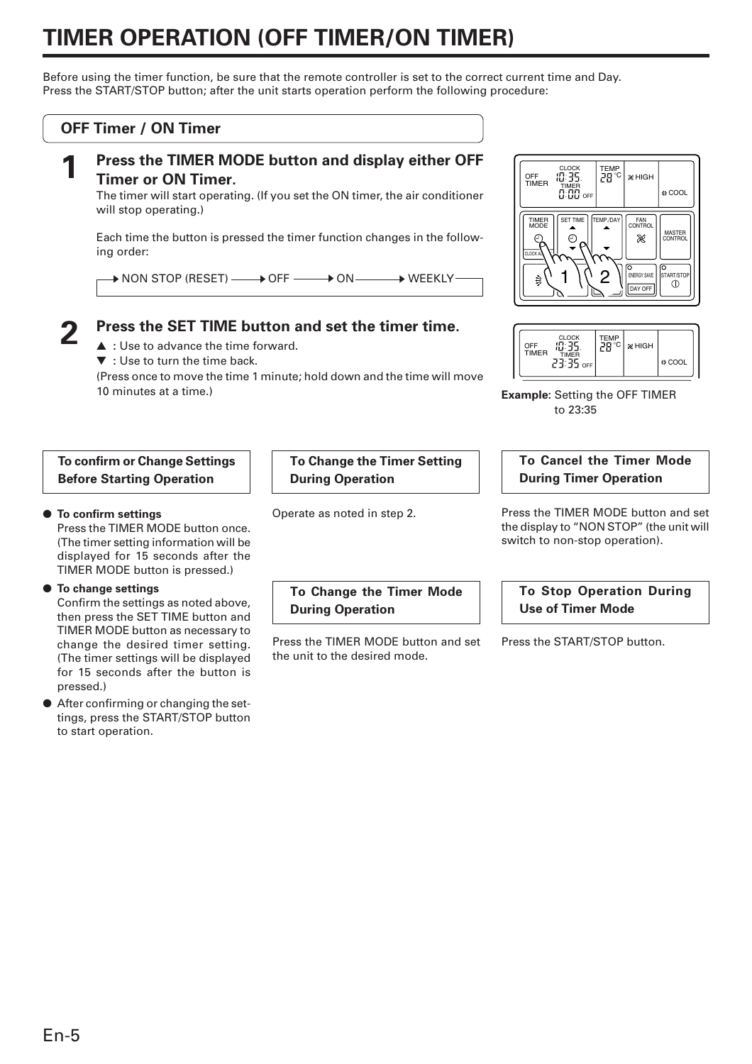# TIMER OPERATION (OFF TIMER/ON TIMER)

Before using the timer function, be sure that the remote controller is set to the correct current time and Day.
Press the START/STOP button; after the unit starts operation perform the following procedure:

## OFF Timer / ON Timer

### 1 Press the TIMER MODE button and display either OFF Timer or ON Timer.

The timer will start operating. (If you set the ON timer, the air conditioner will stop operating.)

Each time the button is pressed the timer function changes in the following order:

→ NON STOP (RESET) → OFF → ON → WEEKLY

### 2 Press the SET TIME button and set the timer time.

▲ : Use to advance the time forward.
▼ : Use to turn the time back.
(Press once to move the time 1 minute; hold down and the time will move 10 minutes at a time.)

**Example:** Setting the OFF TIMER to 23:35

### To confirm or Change Settings Before Starting Operation

- **To confirm settings**
  Press the TIMER MODE button once. (The timer setting information will be displayed for 15 seconds after the TIMER MODE button is pressed.)
- **To change settings**
  Confirm the settings as noted above, then press the SET TIME button and TIMER MODE button as necessary to change the desired timer setting. (The timer settings will be displayed for 15 seconds after the button is pressed.)
- After confirming or changing the settings, press the START/STOP button to start operation.

### To Change the Timer Setting During Operation

Operate as noted in step 2.

### To Change the Timer Mode During Operation

Press the TIMER MODE button and set the unit to the desired mode.

### To Cancel the Timer Mode During Timer Operation

Press the TIMER MODE button and set the display to "NON STOP" (the unit will switch to non-stop operation).

### To Stop Operation During Use of Timer Mode

Press the START/STOP button.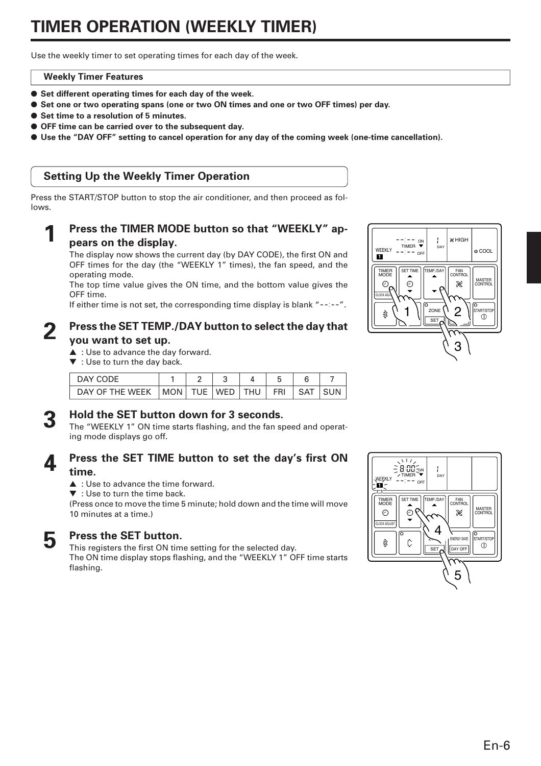# TIMER OPERATION (WEEKLY TIMER)

Use the weekly timer to set operating times for each day of the week.

**Weekly Timer Features**

- **Set different operating times for each day of the week.**
- **Set one or two operating spans (one or two ON times and one or two OFF times) per day.**
- **Set time to a resolution of 5 minutes.**
- **OFF time can be carried over to the subsequent day.**
- **Use the "DAY OFF" setting to cancel operation for any day of the coming week (one-time cancellation).**

## Setting Up the Weekly Timer Operation

Press the START/STOP button to stop the air conditioner, and then proceed as follows.

### 1 Press the TIMER MODE button so that "WEEKLY" appears on the display.

The display now shows the current day (by DAY CODE), the first ON and OFF times for the day (the "WEEKLY 1" times), the fan speed, and the operating mode.

The top time value gives the ON time, and the bottom value gives the OFF time.

If either time is not set, the corresponding time display is blank "--:--".

### 2 Press the SET TEMP./DAY button to select the day that you want to set up.

▲ : Use to advance the day forward.
▼ : Use to turn the day back.

| DAY CODE | 1 | 2 | 3 | 4 | 5 | 6 | 7 |
|---|---|---|---|---|---|---|---|
| DAY OF THE WEEK | MON | TUE | WED | THU | FRI | SAT | SUN |

### 3 Hold the SET button down for 3 seconds.

The "WEEKLY 1" ON time starts flashing, and the fan speed and operating mode displays go off.

### 4 Press the SET TIME button to set the day's first ON time.

▲ : Use to advance the time forward.
▼ : Use to turn the time back.
(Press once to move the time 5 minute; hold down and the time will move 10 minutes at a time.)

### 5 Press the SET button.

This registers the first ON time setting for the selected day.
The ON time display stops flashing, and the "WEEKLY 1" OFF time starts flashing.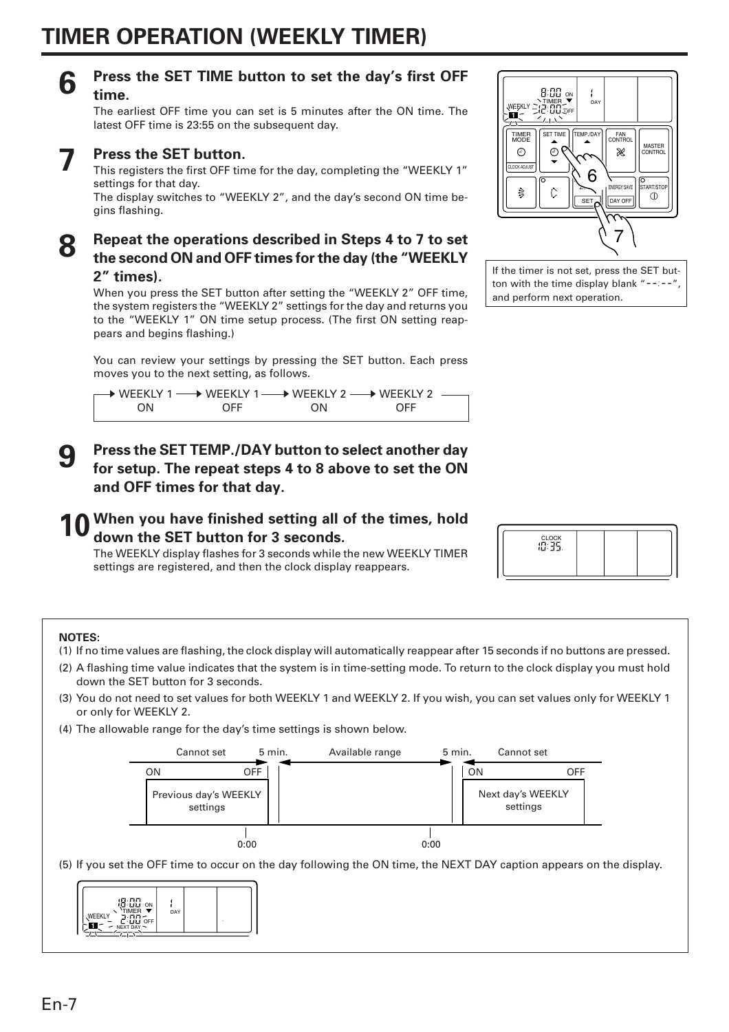# TIMER OPERATION (WEEKLY TIMER)

**6 Press the SET TIME button to set the day's first OFF time.**

The earliest OFF time you can set is 5 minutes after the ON time. The latest OFF time is 23:55 on the subsequent day.

**7 Press the SET button.**

This registers the first OFF time for the day, completing the "WEEKLY 1" settings for that day.

The display switches to "WEEKLY 2", and the day's second ON time begins flashing.

If the timer is not set, press the SET button with the time display blank "--:--", and perform next operation.

**8 Repeat the operations described in Steps 4 to 7 to set the second ON and OFF times for the day (the "WEEKLY 2" times).**

When you press the SET button after setting the "WEEKLY 2" OFF time, the system registers the "WEEKLY 2" settings for the day and returns you to the "WEEKLY 1" ON time setup process. (The first ON setting reappears and begins flashing.)

You can review your settings by pressing the SET button. Each press moves you to the next setting, as follows.

→ WEEKLY 1 ON → WEEKLY 1 OFF → WEEKLY 2 ON → WEEKLY 2 OFF →

**9 Press the SET TEMP./DAY button to select another day for setup. The repeat steps 4 to 8 above to set the ON and OFF times for that day.**

**10 When you have finished setting all of the times, hold down the SET button for 3 seconds.**

The WEEKLY display flashes for 3 seconds while the new WEEKLY TIMER settings are registered, and then the clock display reappears.

**NOTES:**

(1) If no time values are flashing, the clock display will automatically reappear after 15 seconds if no buttons are pressed.

(2) A flashing time value indicates that the system is in time-setting mode. To return to the clock display you must hold down the SET button for 3 seconds.

(3) You do not need to set values for both WEEKLY 1 and WEEKLY 2. If you wish, you can set values only for WEEKLY 1 or only for WEEKLY 2.

(4) The allowable range for the day's time settings is shown below.

| Cannot set | 5 min. | Available range | 5 min. | Cannot set |
|---|---|---|---|---|
| Previous day's WEEKLY settings (ON – OFF) | | 0:00 – 0:00 | | Next day's WEEKLY settings (ON – OFF) |

(5) If you set the OFF time to occur on the day following the ON time, the NEXT DAY caption appears on the display.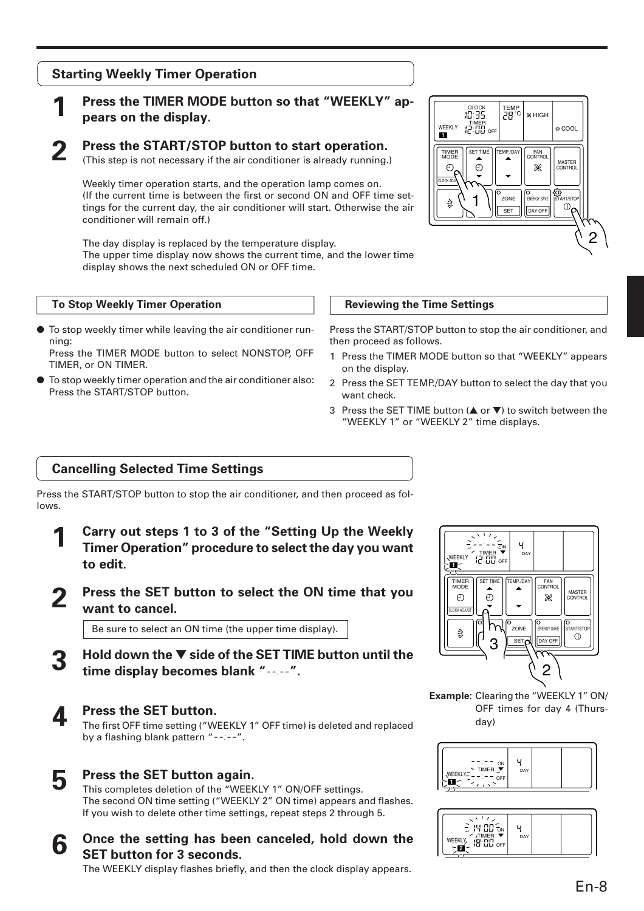## Starting Weekly Timer Operation

**1** **Press the TIMER MODE button so that "WEEKLY" appears on the display.**

**2** **Press the START/STOP button to start operation.**
(This step is not necessary if the air conditioner is already running.)

Weekly timer operation starts, and the operation lamp comes on.
(If the current time is between the first or second ON and OFF time settings for the current day, the air conditioner will start. Otherwise the air conditioner will remain off.)

The day display is replaced by the temperature display.
The upper time display now shows the current time, and the lower time display shows the next scheduled ON or OFF time.

### To Stop Weekly Timer Operation

- To stop weekly timer while leaving the air conditioner running:
  Press the TIMER MODE button to select NONSTOP, OFF TIMER, or ON TIMER.
- To stop weekly timer operation and the air conditioner also: Press the START/STOP button.

### Reviewing the Time Settings

Press the START/STOP button to stop the air conditioner, and then proceed as follows.

1. Press the TIMER MODE button so that "WEEKLY" appears on the display.
2. Press the SET TEMP./DAY button to select the day that you want check.
3. Press the SET TIME button (▲ or ▼) to switch between the "WEEKLY 1" or "WEEKLY 2" time displays.

## Cancelling Selected Time Settings

Press the START/STOP button to stop the air conditioner, and then proceed as follows.

**1** **Carry out steps 1 to 3 of the "Setting Up the Weekly Timer Operation" procedure to select the day you want to edit.**

**2** **Press the SET button to select the ON time that you want to cancel.**

Be sure to select an ON time (the upper time display).

**3** **Hold down the ▼ side of the SET TIME button until the time display becomes blank "--:--".**

**4** **Press the SET button.**
The first OFF time setting ("WEEKLY 1" OFF time) is deleted and replaced by a flashing blank pattern "--:--".

**5** **Press the SET button again.**
This completes deletion of the "WEEKLY 1" ON/OFF settings.
The second ON time setting ("WEEKLY 2" ON time) appears and flashes.
If you wish to delete other time settings, repeat steps 2 through 5.

**6** **Once the setting has been canceled, hold down the SET button for 3 seconds.**
The WEEKLY display flashes briefly, and then the clock display appears.

**Example:** Clearing the "WEEKLY 1" ON/OFF times for day 4 (Thursday)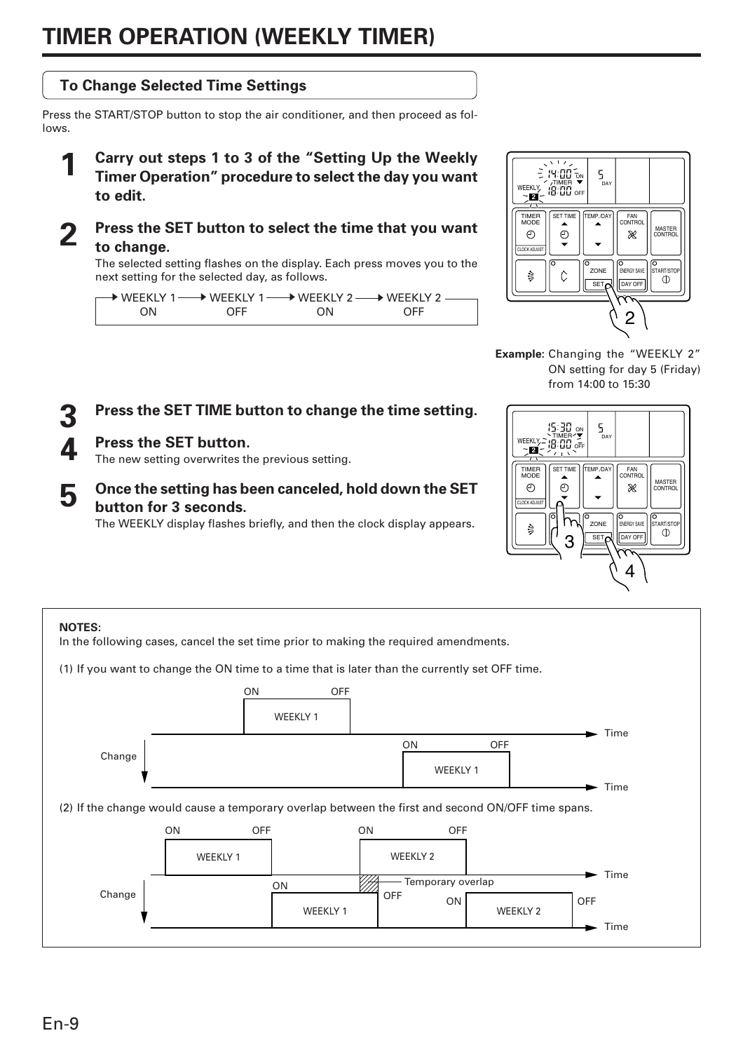# TIMER OPERATION (WEEKLY TIMER)

## To Change Selected Time Settings

Press the START/STOP button to stop the air conditioner, and then proceed as follows.

**1** **Carry out steps 1 to 3 of the "Setting Up the Weekly Timer Operation" procedure to select the day you want to edit.**

**2** **Press the SET button to select the time that you want to change.**

The selected setting flashes on the display. Each press moves you to the next setting for the selected day, as follows.

→ WEEKLY 1 ON → WEEKLY 1 OFF → WEEKLY 2 ON → WEEKLY 2 OFF

**Example:** Changing the "WEEKLY 2" ON setting for day 5 (Friday) from 14:00 to 15:30

**3** **Press the SET TIME button to change the time setting.**

**4** **Press the SET button.**

The new setting overwrites the previous setting.

**5** **Once the setting has been canceled, hold down the SET button for 3 seconds.**

The WEEKLY display flashes briefly, and then the clock display appears.

**NOTES:**

In the following cases, cancel the set time prior to making the required amendments.

(1) If you want to change the ON time to a time that is later than the currently set OFF time.

(2) If the change would cause a temporary overlap between the first and second ON/OFF time spans.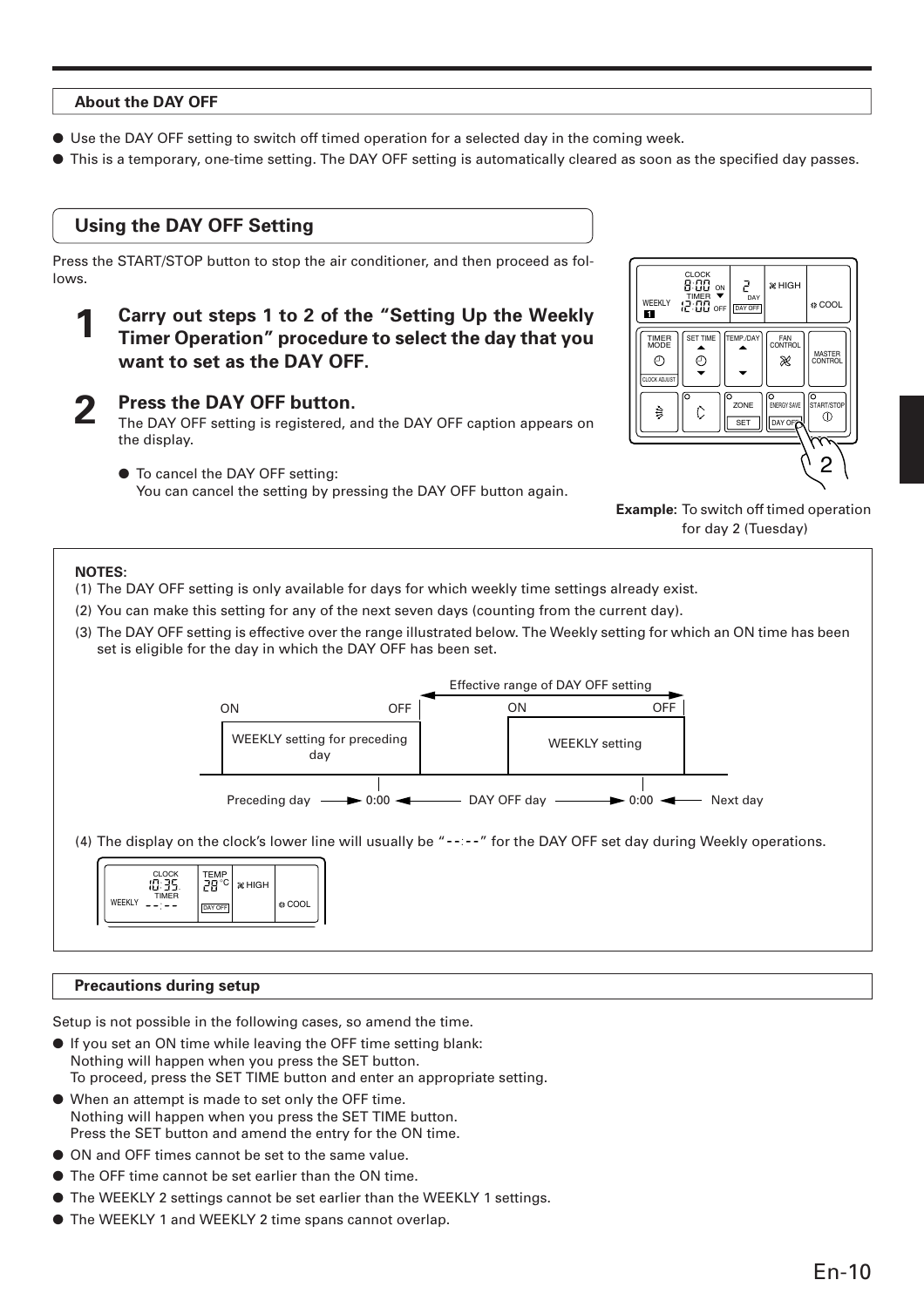## About the DAY OFF

- Use the DAY OFF setting to switch off timed operation for a selected day in the coming week.
- This is a temporary, one-time setting. The DAY OFF setting is automatically cleared as soon as the specified day passes.

## Using the DAY OFF Setting

Press the START/STOP button to stop the air conditioner, and then proceed as follows.

**1 Carry out steps 1 to 2 of the "Setting Up the Weekly Timer Operation" procedure to select the day that you want to set as the DAY OFF.**

**2 Press the DAY OFF button.**

The DAY OFF setting is registered, and the DAY OFF caption appears on the display.

- To cancel the DAY OFF setting:
  You can cancel the setting by pressing the DAY OFF button again.

**Example:** To switch off timed operation for day 2 (Tuesday)

**NOTES:**

(1) The DAY OFF setting is only available for days for which weekly time settings already exist.

(2) You can make this setting for any of the next seven days (counting from the current day).

(3) The DAY OFF setting is effective over the range illustrated below. The Weekly setting for which an ON time has been set is eligible for the day in which the DAY OFF has been set.

Effective range of DAY OFF setting

ON OFF — WEEKLY setting for preceding day; ON OFF — WEEKLY setting

Preceding day → 0:00 ← DAY OFF day → 0:00 ← Next day

(4) The display on the clock's lower line will usually be "--:--" for the DAY OFF set day during Weekly operations.

## Precautions during setup

Setup is not possible in the following cases, so amend the time.

- If you set an ON time while leaving the OFF time setting blank:
  Nothing will happen when you press the SET button.
  To proceed, press the SET TIME button and enter an appropriate setting.
- When an attempt is made to set only the OFF time.
  Nothing will happen when you press the SET TIME button.
  Press the SET button and amend the entry for the ON time.
- ON and OFF times cannot be set to the same value.
- The OFF time cannot be set earlier than the ON time.
- The WEEKLY 2 settings cannot be set earlier than the WEEKLY 1 settings.
- The WEEKLY 1 and WEEKLY 2 time spans cannot overlap.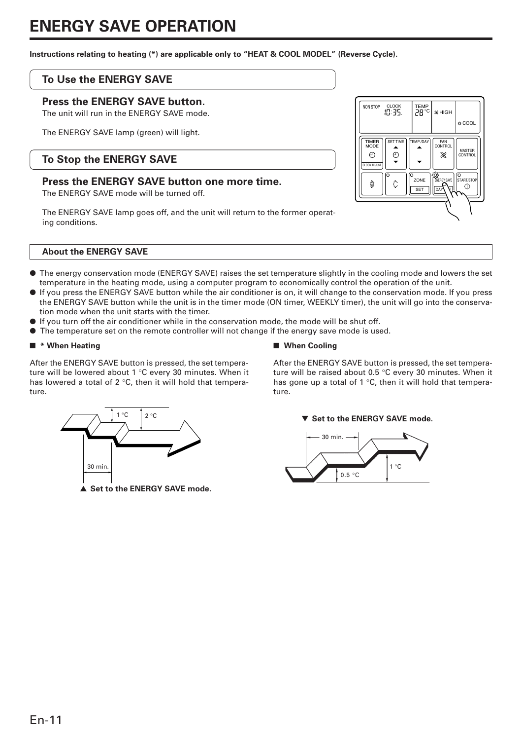# ENERGY SAVE OPERATION

**Instructions relating to heating (*) are applicable only to "HEAT & COOL MODEL" (Reverse Cycle).**

## To Use the ENERGY SAVE

### Press the ENERGY SAVE button.

The unit will run in the ENERGY SAVE mode.

The ENERGY SAVE lamp (green) will light.

## To Stop the ENERGY SAVE

### Press the ENERGY SAVE button one more time.

The ENERGY SAVE mode will be turned off.

The ENERGY SAVE lamp goes off, and the unit will return to the former operating conditions.

## About the ENERGY SAVE

- The energy conservation mode (ENERGY SAVE) raises the set temperature slightly in the cooling mode and lowers the set temperature in the heating mode, using a computer program to economically control the operation of the unit.
- If you press the ENERGY SAVE button while the air conditioner is on, it will change to the conservation mode. If you press the ENERGY SAVE button while the unit is in the timer mode (ON timer, WEEKLY timer), the unit will go into the conservation mode when the unit starts with the timer.
- If you turn off the air conditioner while in the conservation mode, the mode will be shut off.
- The temperature set on the remote controller will not change if the energy save mode is used.

### ■ * When Heating

After the ENERGY SAVE button is pressed, the set temperature will be lowered about 1 °C every 30 minutes. When it has lowered a total of 2 °C, then it will hold that temperature.

▲ **Set to the ENERGY SAVE mode.**

### ■ When Cooling

After the ENERGY SAVE button is pressed, the set temperature will be raised about 0.5 °C every 30 minutes. When it has gone up a total of 1 °C, then it will hold that temperature.

▼ **Set to the ENERGY SAVE mode.**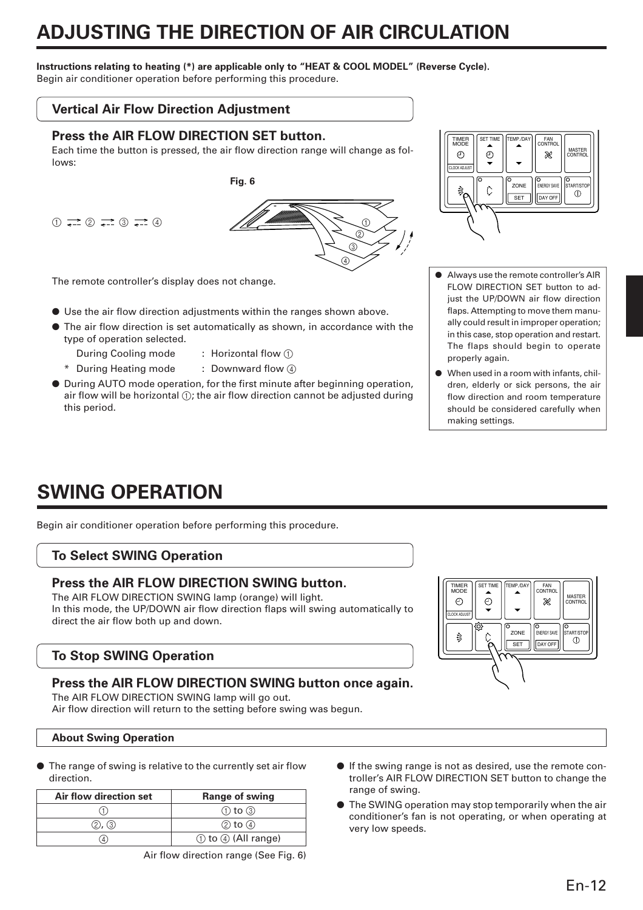# ADJUSTING THE DIRECTION OF AIR CIRCULATION

**Instructions relating to heating (*) are applicable only to "HEAT & COOL MODEL" (Reverse Cycle).**
Begin air conditioner operation before performing this procedure.

## Vertical Air Flow Direction Adjustment

### Press the AIR FLOW DIRECTION SET button.

Each time the button is pressed, the air flow direction range will change as follows:

Fig. 6

① ⇄ ② ⇄ ③ ⇄ ④

The remote controller's display does not change.

- Use the air flow direction adjustments within the ranges shown above.
- The air flow direction is set automatically as shown, in accordance with the type of operation selected.
  - During Cooling mode : Horizontal flow ①
  - \* During Heating mode : Downward flow ④
- During AUTO mode operation, for the first minute after beginning operation, air flow will be horizontal ①; the air flow direction cannot be adjusted during this period.

- Always use the remote controller's AIR FLOW DIRECTION SET button to adjust the UP/DOWN air flow direction flaps. Attempting to move them manually could result in improper operation; in this case, stop operation and restart. The flaps should begin to operate properly again.
- When used in a room with infants, children, elderly or sick persons, the air flow direction and room temperature should be considered carefully when making settings.

# SWING OPERATION

Begin air conditioner operation before performing this procedure.

## To Select SWING Operation

### Press the AIR FLOW DIRECTION SWING button.

The AIR FLOW DIRECTION SWING lamp (orange) will light.
In this mode, the UP/DOWN air flow direction flaps will swing automatically to direct the air flow both up and down.

## To Stop SWING Operation

### Press the AIR FLOW DIRECTION SWING button once again.

The AIR FLOW DIRECTION SWING lamp will go out.
Air flow direction will return to the setting before swing was begun.

#### About Swing Operation

- The range of swing is relative to the currently set air flow direction.

| Air flow direction set | Range of swing |
| --- | --- |
| ① | ① to ③ |
| ②, ③ | ② to ④ |
| ④ | ① to ④ (All range) |

Air flow direction range (See Fig. 6)

- If the swing range is not as desired, use the remote controller's AIR FLOW DIRECTION SET button to change the range of swing.
- The SWING operation may stop temporarily when the air conditioner's fan is not operating, or when operating at very low speeds.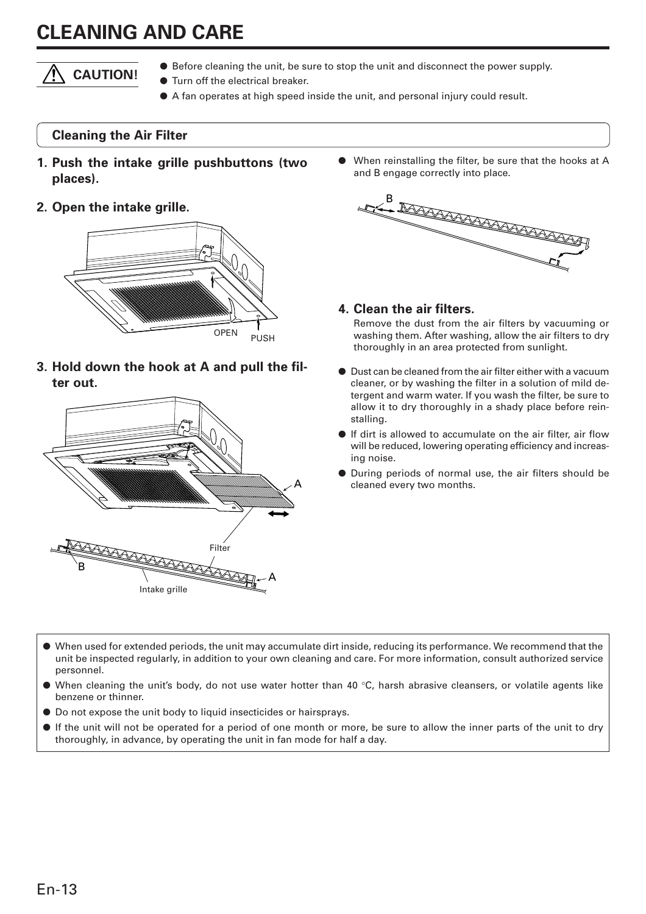# CLEANING AND CARE

**⚠ CAUTION!**

- Before cleaning the unit, be sure to stop the unit and disconnect the power supply.
- Turn off the electrical breaker.
- A fan operates at high speed inside the unit, and personal injury could result.

## Cleaning the Air Filter

**1. Push the intake grille pushbuttons (two places).**

**2. Open the intake grille.**

OPEN PUSH

**3. Hold down the hook at A and pull the filter out.**

A

Filter

B A

Intake grille

- When reinstalling the filter, be sure that the hooks at A and B engage correctly into place.

B

**4. Clean the air filters.**

Remove the dust from the air filters by vacuuming or washing them. After washing, allow the air filters to dry thoroughly in an area protected from sunlight.

- Dust can be cleaned from the air filter either with a vacuum cleaner, or by washing the filter in a solution of mild detergent and warm water. If you wash the filter, be sure to allow it to dry thoroughly in a shady place before reinstalling.
- If dirt is allowed to accumulate on the air filter, air flow will be reduced, lowering operating efficiency and increasing noise.
- During periods of normal use, the air filters should be cleaned every two months.

---

- When used for extended periods, the unit may accumulate dirt inside, reducing its performance. We recommend that the unit be inspected regularly, in addition to your own cleaning and care. For more information, consult authorized service personnel.
- When cleaning the unit's body, do not use water hotter than 40 °C, harsh abrasive cleansers, or volatile agents like benzene or thinner.
- Do not expose the unit body to liquid insecticides or hairsprays.
- If the unit will not be operated for a period of one month or more, be sure to allow the inner parts of the unit to dry thoroughly, in advance, by operating the unit in fan mode for half a day.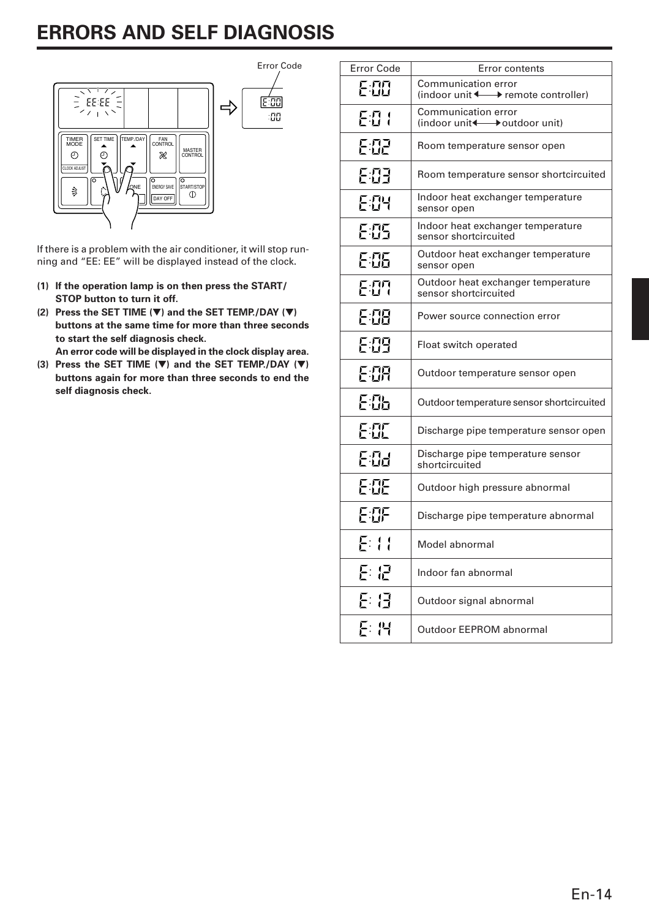# ERRORS AND SELF DIAGNOSIS

If there is a problem with the air conditioner, it will stop running and "EE: EE" will be displayed instead of the clock.

**(1) If the operation lamp is on then press the START/STOP button to turn it off.**

**(2) Press the SET TIME (▼) and the SET TEMP./DAY (▼) buttons at the same time for more than three seconds to start the self diagnosis check.**
**An error code will be displayed in the clock display area.**

**(3) Press the SET TIME (▼) and the SET TEMP./DAY (▼) buttons again for more than three seconds to end the self diagnosis check.**

| Error Code | Error contents |
|---|---|
| E:00 | Communication error (indoor unit ←→ remote controller) |
| E:01 | Communication error (indoor unit ←→ outdoor unit) |
| E:02 | Room temperature sensor open |
| E:03 | Room temperature sensor shortcircuited |
| E:04 | Indoor heat exchanger temperature sensor open |
| E:05 | Indoor heat exchanger temperature sensor shortcircuited |
| E:06 | Outdoor heat exchanger temperature sensor open |
| E:07 | Outdoor heat exchanger temperature sensor shortcircuited |
| E:08 | Power source connection error |
| E:09 | Float switch operated |
| E:0A | Outdoor temperature sensor open |
| E:0b | Outdoor temperature sensor shortcircuited |
| E:0C | Discharge pipe temperature sensor open |
| E:0d | Discharge pipe temperature sensor shortcircuited |
| E:0E | Outdoor high pressure abnormal |
| E:0F | Discharge pipe temperature abnormal |
| E:11 | Model abnormal |
| E:12 | Indoor fan abnormal |
| E:13 | Outdoor signal abnormal |
| E:14 | Outdoor EEPROM abnormal |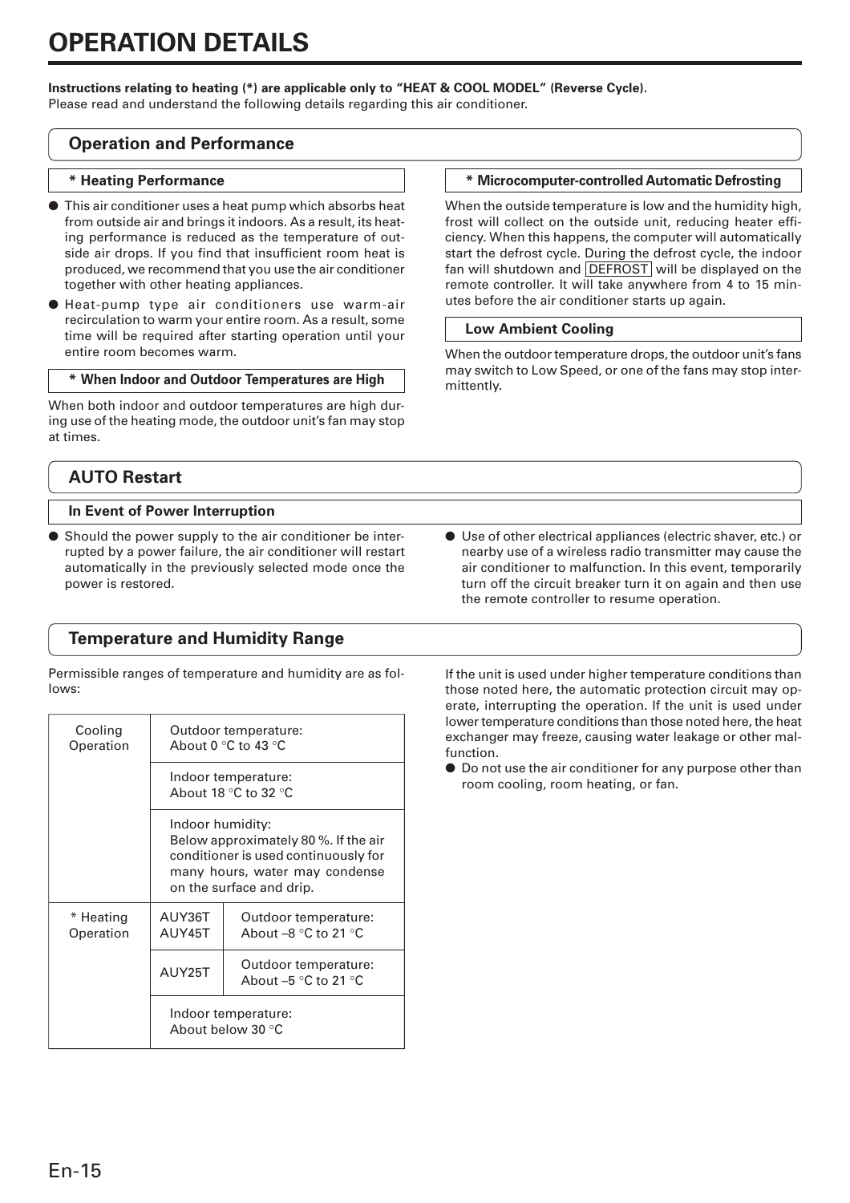# OPERATION DETAILS

**Instructions relating to heating (*) are applicable only to "HEAT & COOL MODEL" (Reverse Cycle).**
Please read and understand the following details regarding this air conditioner.

## Operation and Performance

### * Heating Performance

- This air conditioner uses a heat pump which absorbs heat from outside air and brings it indoors. As a result, its heating performance is reduced as the temperature of outside air drops. If you find that insufficient room heat is produced, we recommend that you use the air conditioner together with other heating appliances.
- Heat-pump type air conditioners use warm-air recirculation to warm your entire room. As a result, some time will be required after starting operation until your entire room becomes warm.

### * When Indoor and Outdoor Temperatures are High

When both indoor and outdoor temperatures are high during use of the heating mode, the outdoor unit's fan may stop at times.

### * Microcomputer-controlled Automatic Defrosting

When the outside temperature is low and the humidity high, frost will collect on the outside unit, reducing heater efficiency. When this happens, the computer will automatically start the defrost cycle. During the defrost cycle, the indoor fan will shutdown and DEFROST will be displayed on the remote controller. It will take anywhere from 4 to 15 minutes before the air conditioner starts up again.

### Low Ambient Cooling

When the outdoor temperature drops, the outdoor unit's fans may switch to Low Speed, or one of the fans may stop intermittently.

## AUTO Restart

### In Event of Power Interruption

- Should the power supply to the air conditioner be interrupted by a power failure, the air conditioner will restart automatically in the previously selected mode once the power is restored.
- Use of other electrical appliances (electric shaver, etc.) or nearby use of a wireless radio transmitter may cause the air conditioner to malfunction. In this event, temporarily turn off the circuit breaker turn it on again and then use the remote controller to resume operation.

## Temperature and Humidity Range

Permissible ranges of temperature and humidity are as follows:

| | | |
|---|---|---|
| Cooling Operation | Outdoor temperature: About 0 °C to 43 °C | |
| | Indoor temperature: About 18 °C to 32 °C | |
| | Indoor humidity: Below approximately 80 %. If the air conditioner is used continuously for many hours, water may condense on the surface and drip. | |
| * Heating Operation | AUY36T AUY45T | Outdoor temperature: About –8 °C to 21 °C |
| | AUY25T | Outdoor temperature: About –5 °C to 21 °C |
| | Indoor temperature: About below 30 °C | |

If the unit is used under higher temperature conditions than those noted here, the automatic protection circuit may operate, interrupting the operation. If the unit is used under lower temperature conditions than those noted here, the heat exchanger may freeze, causing water leakage or other malfunction.

- Do not use the air conditioner for any purpose other than room cooling, room heating, or fan.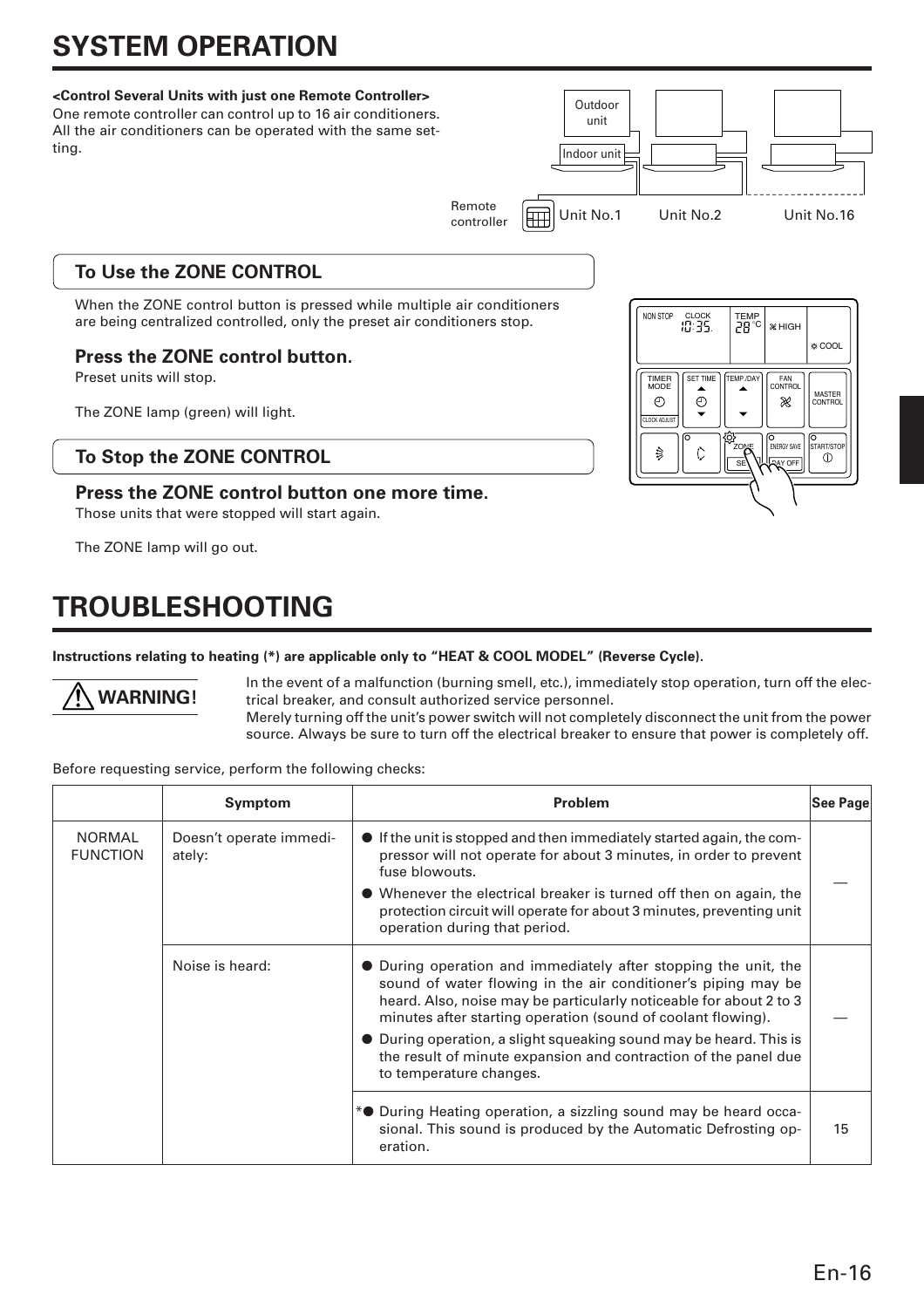# SYSTEM OPERATION

**<Control Several Units with just one Remote Controller>**
One remote controller can control up to 16 air conditioners. All the air conditioners can be operated with the same setting.

## To Use the ZONE CONTROL

When the ZONE control button is pressed while multiple air conditioners are being centralized controlled, only the preset air conditioners stop.

### Press the ZONE control button.

Preset units will stop.

The ZONE lamp (green) will light.

## To Stop the ZONE CONTROL

### Press the ZONE control button one more time.

Those units that were stopped will start again.

The ZONE lamp will go out.

# TROUBLESHOOTING

**Instructions relating to heating (*) are applicable only to "HEAT & COOL MODEL" (Reverse Cycle).**

**⚠ WARNING!**

In the event of a malfunction (burning smell, etc.), immediately stop operation, turn off the electrical breaker, and consult authorized service personnel.
Merely turning off the unit's power switch will not completely disconnect the unit from the power source. Always be sure to turn off the electrical breaker to ensure that power is completely off.

Before requesting service, perform the following checks:

| | Symptom | Problem | See Page |
|---|---|---|---|
| NORMAL FUNCTION | Doesn't operate immediately: | ● If the unit is stopped and then immediately started again, the compressor will not operate for about 3 minutes, in order to prevent fuse blowouts.<br>● Whenever the electrical breaker is turned off then on again, the protection circuit will operate for about 3 minutes, preventing unit operation during that period. | — |
| | Noise is heard: | ● During operation and immediately after stopping the unit, the sound of water flowing in the air conditioner's piping may be heard. Also, noise may be particularly noticeable for about 2 to 3 minutes after starting operation (sound of coolant flowing).<br>● During operation, a slight squeaking sound may be heard. This is the result of minute expansion and contraction of the panel due to temperature changes. | — |
| | | *● During Heating operation, a sizzling sound may be heard occasional. This sound is produced by the Automatic Defrosting operation. | 15 |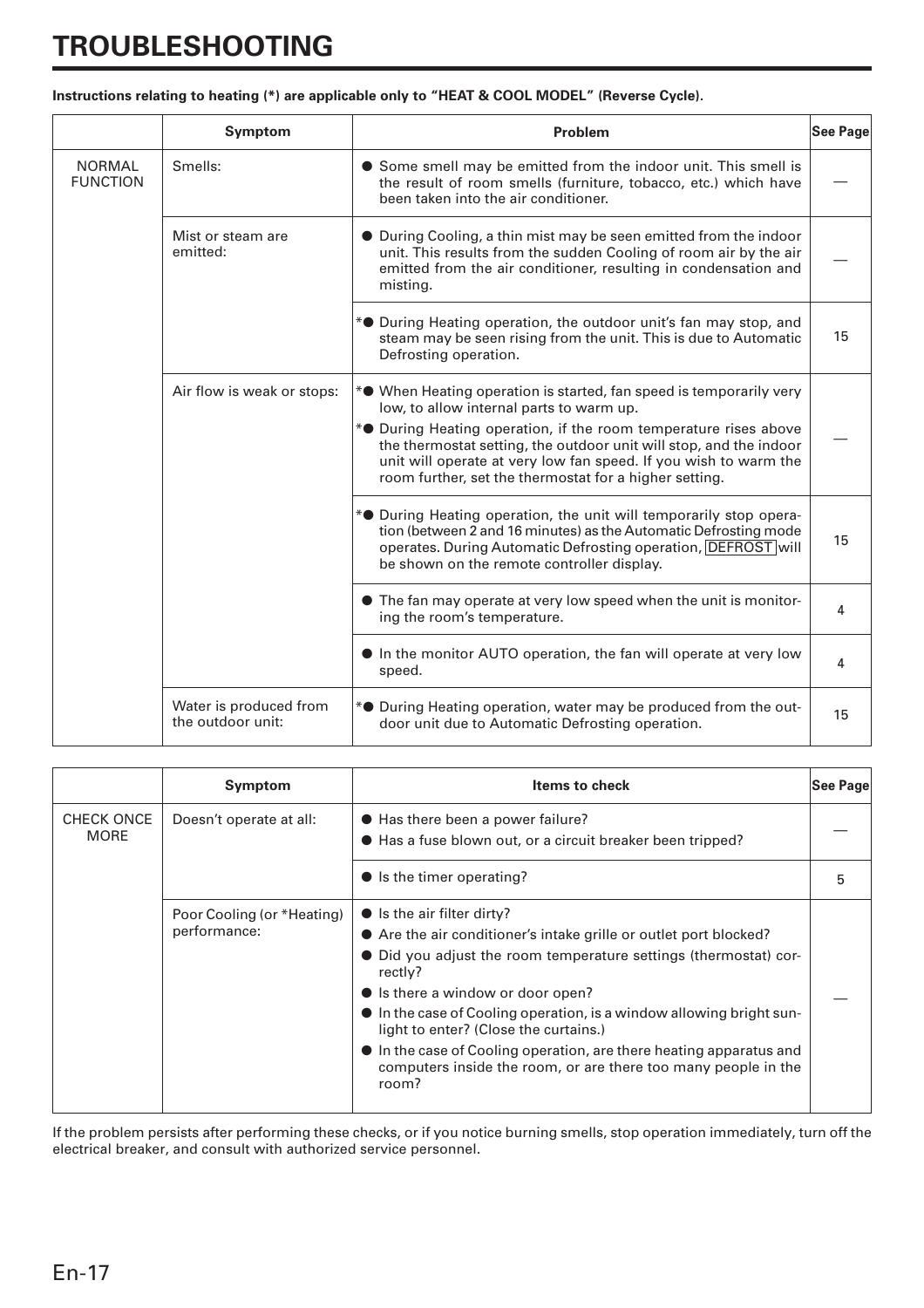# TROUBLESHOOTING

**Instructions relating to heating (*) are applicable only to "HEAT & COOL MODEL" (Reverse Cycle).**

| | Symptom | Problem | See Page |
|---|---|---|---|
| NORMAL FUNCTION | Smells: | ● Some smell may be emitted from the indoor unit. This smell is the result of room smells (furniture, tobacco, etc.) which have been taken into the air conditioner. | — |
| | Mist or steam are emitted: | ● During Cooling, a thin mist may be seen emitted from the indoor unit. This results from the sudden Cooling of room air by the air emitted from the air conditioner, resulting in condensation and misting. | — |
| | | *● During Heating operation, the outdoor unit's fan may stop, and steam may be seen rising from the unit. This is due to Automatic Defrosting operation. | 15 |
| | Air flow is weak or stops: | *● When Heating operation is started, fan speed is temporarily very low, to allow internal parts to warm up.<br>*● During Heating operation, if the room temperature rises above the thermostat setting, the outdoor unit will stop, and the indoor unit will operate at very low fan speed. If you wish to warm the room further, set the thermostat for a higher setting. | — |
| | | *● During Heating operation, the unit will temporarily stop operation (between 2 and 16 minutes) as the Automatic Defrosting mode operates. During Automatic Defrosting operation, DEFROST will be shown on the remote controller display. | 15 |
| | | ● The fan may operate at very low speed when the unit is monitoring the room's temperature. | 4 |
| | | ● In the monitor AUTO operation, the fan will operate at very low speed. | 4 |
| | Water is produced from the outdoor unit: | *● During Heating operation, water may be produced from the outdoor unit due to Automatic Defrosting operation. | 15 |

| | Symptom | Items to check | See Page |
|---|---|---|---|
| CHECK ONCE MORE | Doesn't operate at all: | ● Has there been a power failure?<br>● Has a fuse blown out, or a circuit breaker been tripped? | — |
| | | ● Is the timer operating? | 5 |
| | Poor Cooling (or *Heating) performance: | ● Is the air filter dirty?<br>● Are the air conditioner's intake grille or outlet port blocked?<br>● Did you adjust the room temperature settings (thermostat) correctly?<br>● Is there a window or door open?<br>● In the case of Cooling operation, is a window allowing bright sunlight to enter? (Close the curtains.)<br>● In the case of Cooling operation, are there heating apparatus and computers inside the room, or are there too many people in the room? | — |

If the problem persists after performing these checks, or if you notice burning smells, stop operation immediately, turn off the electrical breaker, and consult with authorized service personnel.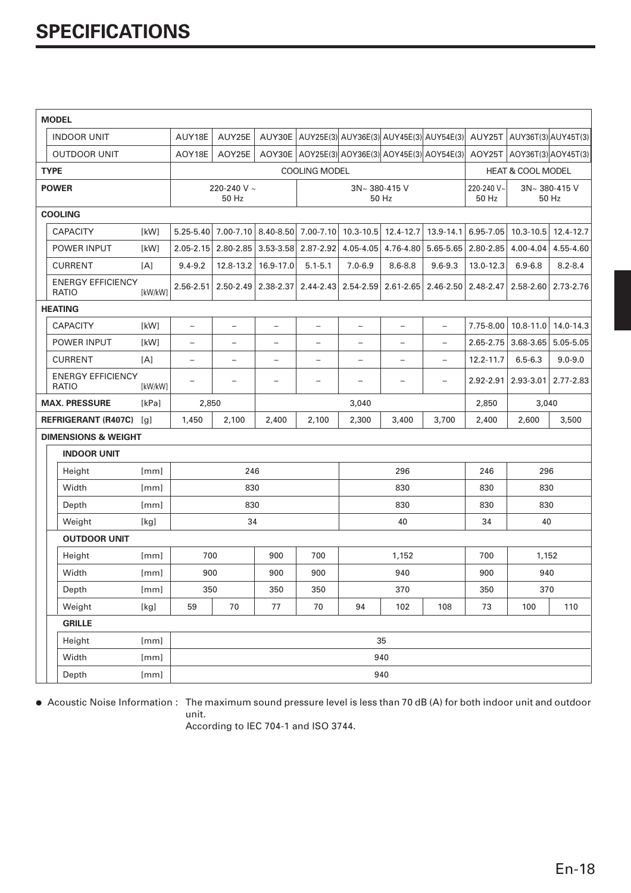# SPECIFICATIONS

| MODEL | | AUY18E | AUY25E | AUY30E | AUY25E(3) | AUY36E(3) | AUY45E(3) | AUY54E(3) | AUY25T | AUY36T(3) | AUY45T(3) |
|---|---|---|---|---|---|---|---|---|---|---|---|
| INDOOR UNIT | | AUY18E | AUY25E | AUY30E | AUY25E(3) | AUY36E(3) | AUY45E(3) | AUY54E(3) | AUY25T | AUY36T(3) | AUY45T(3) |
| OUTDOOR UNIT | | AOY18E | AOY25E | AOY30E | AOY25E(3) | AOY36E(3) | AOY45E(3) | AOY54E(3) | AOY25T | AOY36T(3) | AOY45T(3) |
| **TYPE** | | COOLING MODEL | | | | | | | HEAT & COOL MODEL | | |
| **POWER** | | 220-240 V ~ 50 Hz | | | 3N~ 380-415 V 50 Hz | | | | 220-240 V~ 50 Hz | 3N~ 380-415 V 50 Hz | |
| **COOLING** | | | | | | | | | | | |
| CAPACITY | [kW] | 5.25-5.40 | 7.00-7.10 | 8.40-8.50 | 7.00-7.10 | 10.3-10.5 | 12.4-12.7 | 13.9-14.1 | 6.95-7.05 | 10.3-10.5 | 12.4-12.7 |
| POWER INPUT | [kW] | 2.05-2.15 | 2.80-2.85 | 3.53-3.58 | 2.87-2.92 | 4.05-4.05 | 4.76-4.80 | 5.65-5.65 | 2.80-2.85 | 4.00-4.04 | 4.55-4.60 |
| CURRENT | [A] | 9.4-9.2 | 12.8-13.2 | 16.9-17.0 | 5.1-5.1 | 7.0-6.9 | 8.6-8.8 | 9.6-9.3 | 13.0-12.3 | 6.9-6.8 | 8.2-8.4 |
| ENERGY EFFICIENCY RATIO | [kW/kW] | 2.56-2.51 | 2.50-2.49 | 2.38-2.37 | 2.44-2.43 | 2.54-2.59 | 2.61-2.65 | 2.46-2.50 | 2.48-2.47 | 2.58-2.60 | 2.73-2.76 |
| **HEATING** | | | | | | | | | | | |
| CAPACITY | [kW] | – | – | – | – | – | – | – | 7.75-8.00 | 10.8-11.0 | 14.0-14.3 |
| POWER INPUT | [kW] | – | – | – | – | – | – | – | 2.65-2.75 | 3.68-3.65 | 5.05-5.05 |
| CURRENT | [A] | – | – | – | – | – | – | – | 12.2-11.7 | 6.5-6.3 | 9.0-9.0 |
| ENERGY EFFICIENCY RATIO | [kW/kW] | – | – | – | – | – | – | – | 2.92-2.91 | 2.93-3.01 | 2.77-2.83 |
| **MAX. PRESSURE** | [kPa] | 2,850 | | 3,040 | | | | | 2,850 | 3,040 | |
| **REFRIGERANT (R407C)** | [g] | 1,450 | 2,100 | 2,400 | 2,100 | 2,300 | 3,400 | 3,700 | 2,400 | 2,600 | 3,500 |
| **DIMENSIONS & WEIGHT** | | | | | | | | | | | |
| **INDOOR UNIT** | | | | | | | | | | | |
| Height | [mm] | 246 | | | | 296 | | | 246 | 296 | |
| Width | [mm] | 830 | | | | 830 | | | 830 | 830 | |
| Depth | [mm] | 830 | | | | 830 | | | 830 | 830 | |
| Weight | [kg] | 34 | | | | 40 | | | 34 | 40 | |
| **OUTDOOR UNIT** | | | | | | | | | | | |
| Height | [mm] | 700 | | 900 | 700 | 1,152 | | | 700 | 1,152 | |
| Width | [mm] | 900 | | 900 | 900 | 940 | | | 900 | 940 | |
| Depth | [mm] | 350 | | 350 | 350 | 370 | | | 350 | 370 | |
| Weight | [kg] | 59 | 70 | 77 | 70 | 94 | 102 | 108 | 73 | 100 | 110 |
| **GRILLE** | | | | | | | | | | | |
| Height | [mm] | 35 | | | | | | | | | |
| Width | [mm] | 940 | | | | | | | | | |
| Depth | [mm] | 940 | | | | | | | | | |

- Acoustic Noise Information : The maximum sound pressure level is less than 70 dB (A) for both indoor unit and outdoor unit.
  According to IEC 704-1 and ISO 3744.